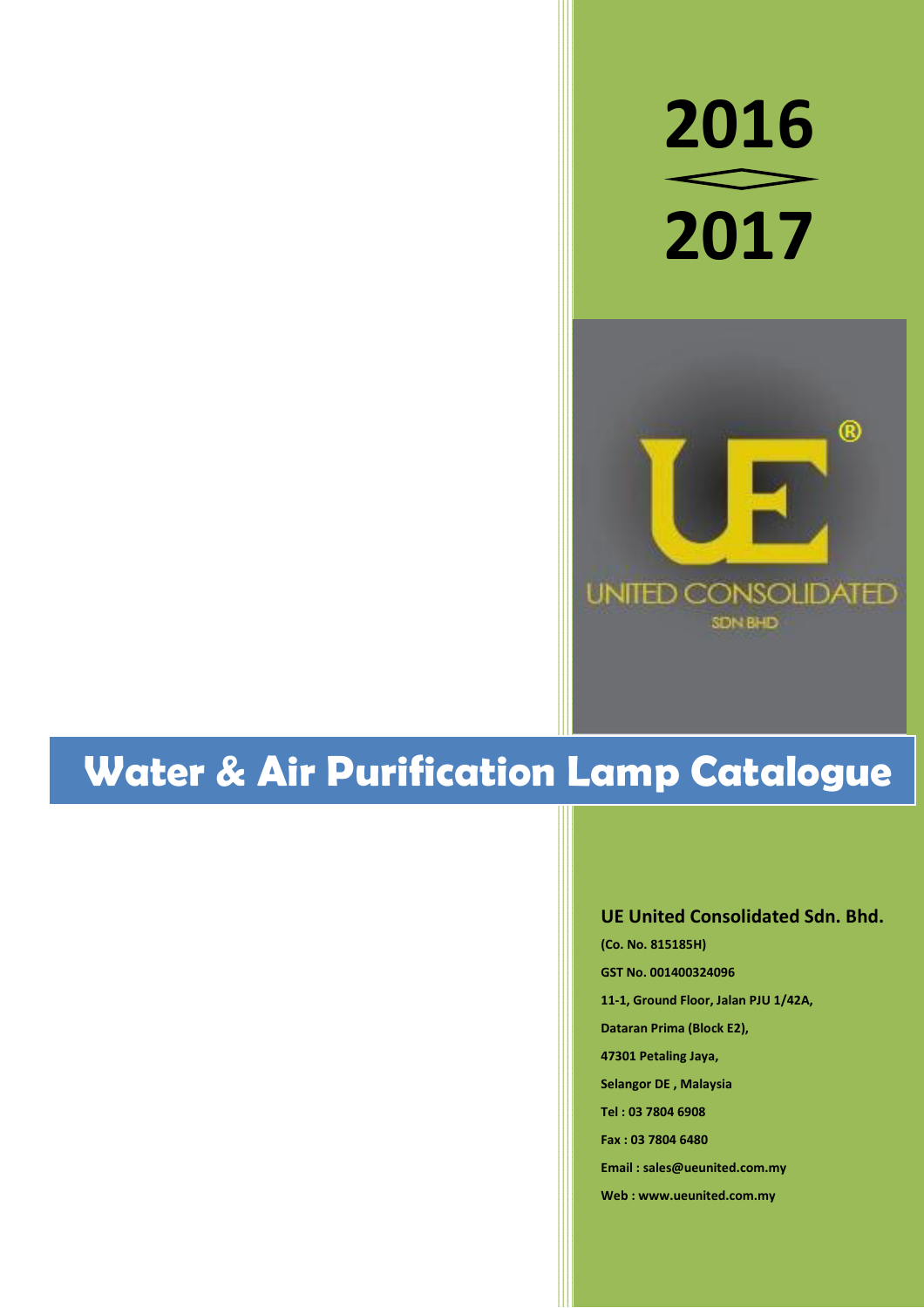**2016**

**2017**

UE

UNITED CONSOLIDATED

SDN BHD

# Water & Air Purification Lamp Catalogue

**UE United Consolidated Sdn. Bhd.**

**(Co. No. 815185H)**

**GST No. 001400324096**

**11-1, Ground Floor, Jalan PJU 1/42A,**

**Dataran Prima (Block E2),**

**47301 Petaling Jaya,**

**Selangor DE , Malaysia**

**Tel : 03 7804 6908**

**Fax : 03 7804 6480**

**Email : sales@ueunited.com.my**

**Web : www.ueunited.com.my**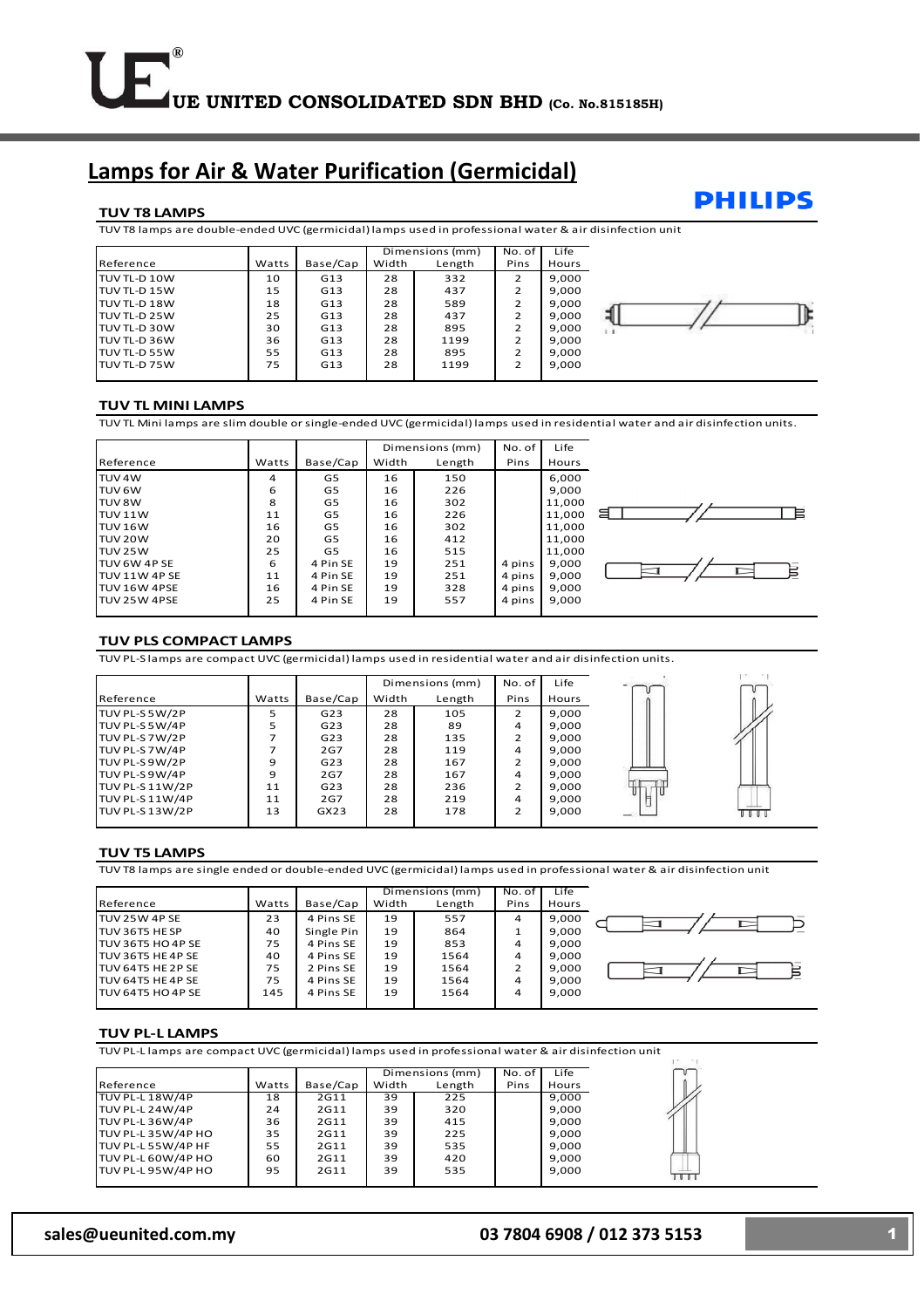# UE UNITED CONSOLIDATED SDN BHD (Co. No.815185H)

## Lamps for Air & Water Purification (Germicidal)

PHILIPS

### TUV T8 LAMPS

TUV T8 lamps are double-ended UVC (germicidal) lamps used in professional water & air disinfection unit

| Reference | Watts | Base/Cap | Dimensions (mm) Width | Length | No. of Pins | Life Hours |
|---|---|---|---|---|---|---|
| TUV TL-D 10W | 10 | G13 | 28 | 332 | 2 | 9,000 |
| TUV TL-D 15W | 15 | G13 | 28 | 437 | 2 | 9,000 |
| TUV TL-D 18W | 18 | G13 | 28 | 589 | 2 | 9,000 |
| TUV TL-D 25W | 25 | G13 | 28 | 437 | 2 | 9,000 |
| TUV TL-D 30W | 30 | G13 | 28 | 895 | 2 | 9,000 |
| TUV TL-D 36W | 36 | G13 | 28 | 1199 | 2 | 9,000 |
| TUV TL-D 55W | 55 | G13 | 28 | 895 | 2 | 9,000 |
| TUV TL-D 75W | 75 | G13 | 28 | 1199 | 2 | 9,000 |

### TUV TL MINI LAMPS

TUV TL Mini lamps are slim double or single-ended UVC (germicidal) lamps used in residential water and air disinfection units.

| Reference | Watts | Base/Cap | Dimensions (mm) Width | Length | No. of Pins | Life Hours |
|---|---|---|---|---|---|---|
| TUV 4W | 4 | G5 | 16 | 150 | | 6,000 |
| TUV 6W | 6 | G5 | 16 | 226 | | 9,000 |
| TUV 8W | 8 | G5 | 16 | 302 | | 11,000 |
| TUV 11W | 11 | G5 | 16 | 226 | | 11,000 |
| TUV 16W | 16 | G5 | 16 | 302 | | 11,000 |
| TUV 20W | 20 | G5 | 16 | 412 | | 11,000 |
| TUV 25W | 25 | G5 | 16 | 515 | | 11,000 |
| TUV 6W 4P SE | 6 | 4 Pin SE | 19 | 251 | 4 pins | 9,000 |
| TUV 11W 4P SE | 11 | 4 Pin SE | 19 | 251 | 4 pins | 9,000 |
| TUV 16W 4PSE | 16 | 4 Pin SE | 19 | 328 | 4 pins | 9,000 |
| TUV 25W 4PSE | 25 | 4 Pin SE | 19 | 557 | 4 pins | 9,000 |

### TUV PLS COMPACT LAMPS

TUV PL-S lamps are compact UVC (germicidal) lamps used in residential water and air disinfection units.

| Reference | Watts | Base/Cap | Dimensions (mm) Width | Length | No. of Pins | Life Hours |
|---|---|---|---|---|---|---|
| TUV PL-S 5W/2P | 5 | G23 | 28 | 105 | 2 | 9,000 |
| TUV PL-S 5W/4P | 5 | G23 | 28 | 89 | 4 | 9,000 |
| TUV PL-S 7W/2P | 7 | G23 | 28 | 135 | 2 | 9,000 |
| TUV PL-S 7W/4P | 7 | 2G7 | 28 | 119 | 4 | 9,000 |
| TUV PL-S 9W/2P | 9 | G23 | 28 | 167 | 2 | 9,000 |
| TUV PL-S 9W/4P | 9 | 2G7 | 28 | 167 | 4 | 9,000 |
| TUV PL-S 11W/2P | 11 | G23 | 28 | 236 | 2 | 9,000 |
| TUV PL-S 11W/4P | 11 | 2G7 | 28 | 219 | 4 | 9,000 |
| TUV PL-S 13W/2P | 13 | GX23 | 28 | 178 | 2 | 9,000 |

### TUV T5 LAMPS

TUV T8 lamps are single ended or double-ended UVC (germicidal) lamps used in professional water & air disinfection unit

| Reference | Watts | Base/Cap | Dimensions (mm) Width | Length | No. of Pins | Life Hours |
|---|---|---|---|---|---|---|
| TUV 25W 4P SE | 23 | 4 Pins SE | 19 | 557 | 4 | 9,000 |
| TUV 36T5 HE SP | 40 | Single Pin | 19 | 864 | 1 | 9,000 |
| TUV 36T5 HO 4P SE | 75 | 4 Pins SE | 19 | 853 | 4 | 9,000 |
| TUV 36T5 HE 4P SE | 40 | 4 Pins SE | 19 | 1564 | 4 | 9,000 |
| TUV 64T5 HE 2P SE | 75 | 2 Pins SE | 19 | 1564 | 2 | 9,000 |
| TUV 64T5 HE 4P SE | 75 | 4 Pins SE | 19 | 1564 | 4 | 9,000 |
| TUV 64T5 HO 4P SE | 145 | 4 Pins SE | 19 | 1564 | 4 | 9,000 |

### TUV PL-L LAMPS

TUV PL-L lamps are compact UVC (germicidal) lamps used in professional water & air disinfection unit

| Reference | Watts | Base/Cap | Dimensions (mm) Width | Length | No. of Pins | Life Hours |
|---|---|---|---|---|---|---|
| TUV PL-L 18W/4P | 18 | 2G11 | 39 | 225 | | 9,000 |
| TUV PL-L 24W/4P | 24 | 2G11 | 39 | 320 | | 9,000 |
| TUV PL-L 36W/4P | 36 | 2G11 | 39 | 415 | | 9,000 |
| TUV PL-L 35W/4P HO | 35 | 2G11 | 39 | 225 | | 9,000 |
| TUV PL-L 55W/4P HF | 55 | 2G11 | 39 | 535 | | 9,000 |
| TUV PL-L 60W/4P HO | 60 | 2G11 | 39 | 420 | | 9,000 |
| TUV PL-L 95W/4P HO | 95 | 2G11 | 39 | 535 | | 9,000 |

sales@ueunited.com.my 03 7804 6908 / 012 373 5153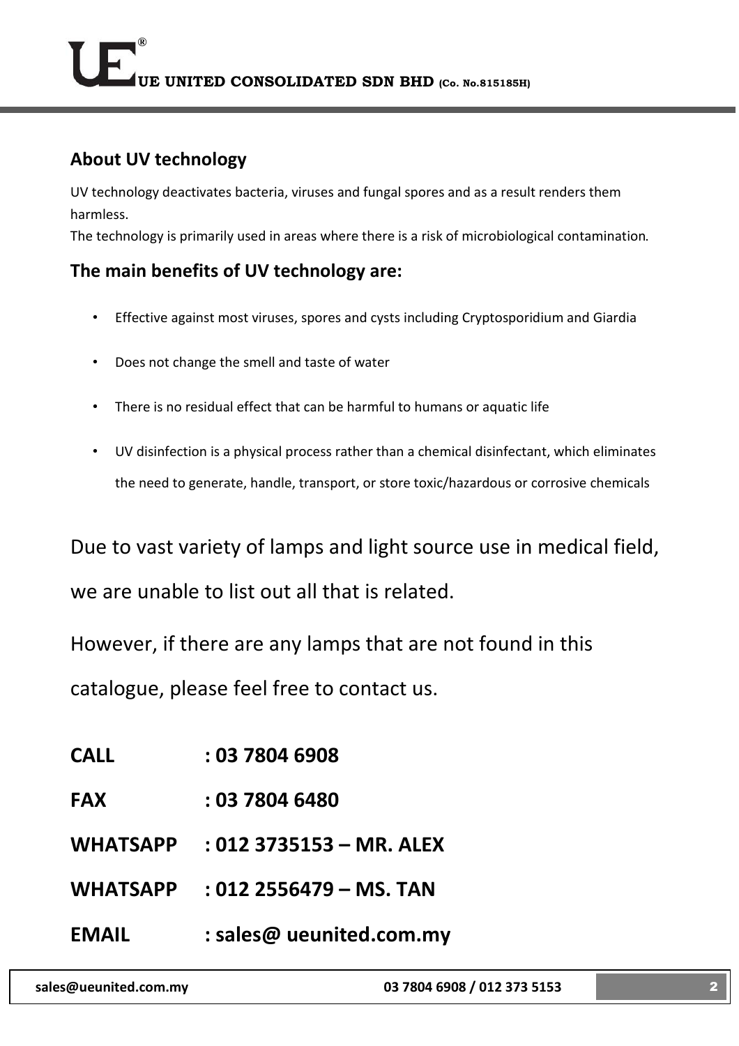## About UV technology

UV technology deactivates bacteria, viruses and fungal spores and as a result renders them harmless.
The technology is primarily used in areas where there is a risk of microbiological contamination.

## The main benefits of UV technology are:

- Effective against most viruses, spores and cysts including Cryptosporidium and Giardia
- Does not change the smell and taste of water
- There is no residual effect that can be harmful to humans or aquatic life
- UV disinfection is a physical process rather than a chemical disinfectant, which eliminates the need to generate, handle, transport, or store toxic/hazardous or corrosive chemicals

Due to vast variety of lamps and light source use in medical field, we are unable to list out all that is related.

However, if there are any lamps that are not found in this catalogue, please feel free to contact us.

**CALL : 03 7804 6908**

**FAX : 03 7804 6480**

**WHATSAPP : 012 3735153 – MR. ALEX**

**WHATSAPP : 012 2556479 – MS. TAN**

**EMAIL : sales@ ueunited.com.my**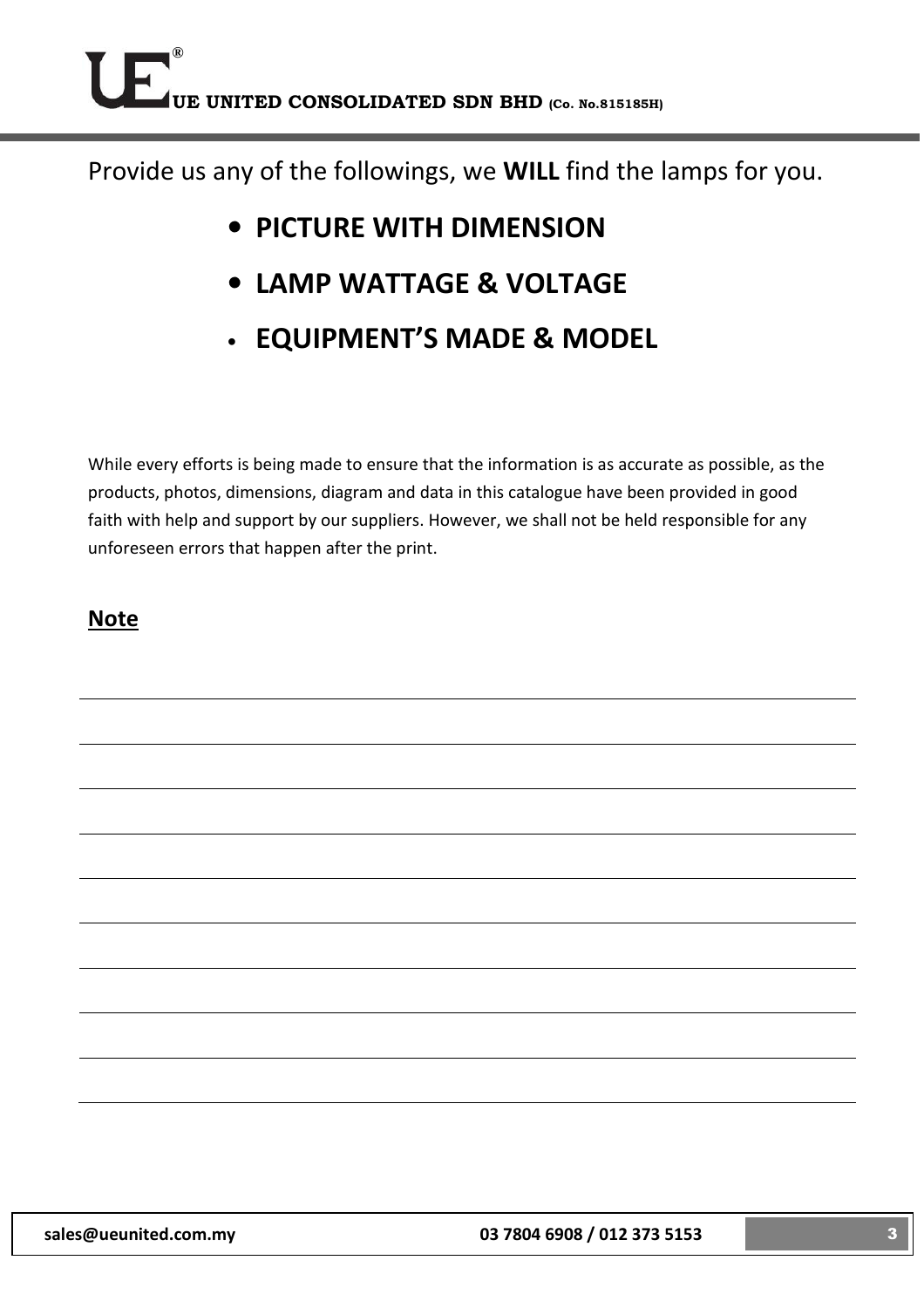Provide us any of the followings, we **WILL** find the lamps for you.

- **PICTURE WITH DIMENSION**
- **LAMP WATTAGE & VOLTAGE**
- **EQUIPMENT'S MADE & MODEL**

While every efforts is being made to ensure that the information is as accurate as possible, as the products, photos, dimensions, diagram and data in this catalogue have been provided in good faith with help and support by our suppliers. However, we shall not be held responsible for any unforeseen errors that happen after the print.

## Note

sales@ueunited.com.my 03 7804 6908 / 012 373 5153